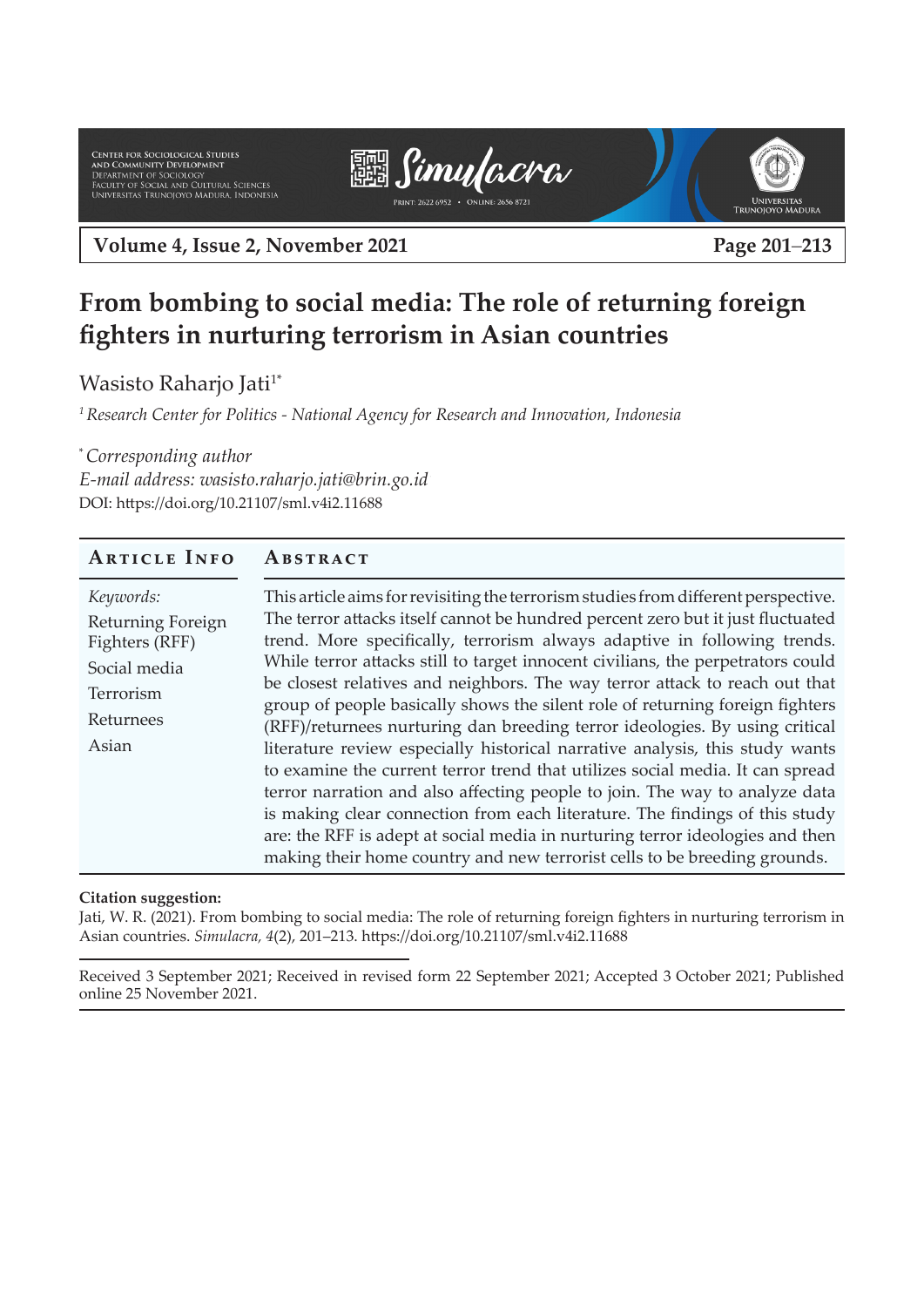# From bombing to social media: The role of returning foreign fighters in nurturing terrorism in Asian countries

Wasisto Raharjo Jati[1*]

[1] *Research Center for Politics - National Agency for Research and Innovation, Indonesia*

[*] *Corresponding author*
*E-mail address: wasisto.raharjo.jati@brin.go.id*
DOI: https://doi.org/10.21107/sml.v4i2.11688

| Article Info | Abstract |
|---|---|
| *Keywords:* Returning Foreign Fighters (RFF); Social media; Terrorism; Returnees; Asian | This article aims for revisiting the terrorism studies from different perspective. The terror attacks itself cannot be hundred percent zero but it just fluctuated trend. More specifically, terrorism always adaptive in following trends. While terror attacks still to target innocent civilians, the perpetrators could be closest relatives and neighbors. The way terror attack to reach out that group of people basically shows the silent role of returning foreign fighters (RFF)/returnees nurturing dan breeding terror ideologies. By using critical literature review especially historical narrative analysis, this study wants to examine the current terror trend that utilizes social media. It can spread terror narration and also affecting people to join. The way to analyze data is making clear connection from each literature. The findings of this study are: the RFF is adept at social media in nurturing terror ideologies and then making their home country and new terrorist cells to be breeding grounds. |

**Citation suggestion:**
Jati, W. R. (2021). From bombing to social media: The role of returning foreign fighters in nurturing terrorism in Asian countries. *Simulacra,* 4(2), 201–213. https://doi.org/10.21107/sml.v4i2.11688

Received 3 September 2021; Received in revised form 22 September 2021; Accepted 3 October 2021; Published online 25 November 2021.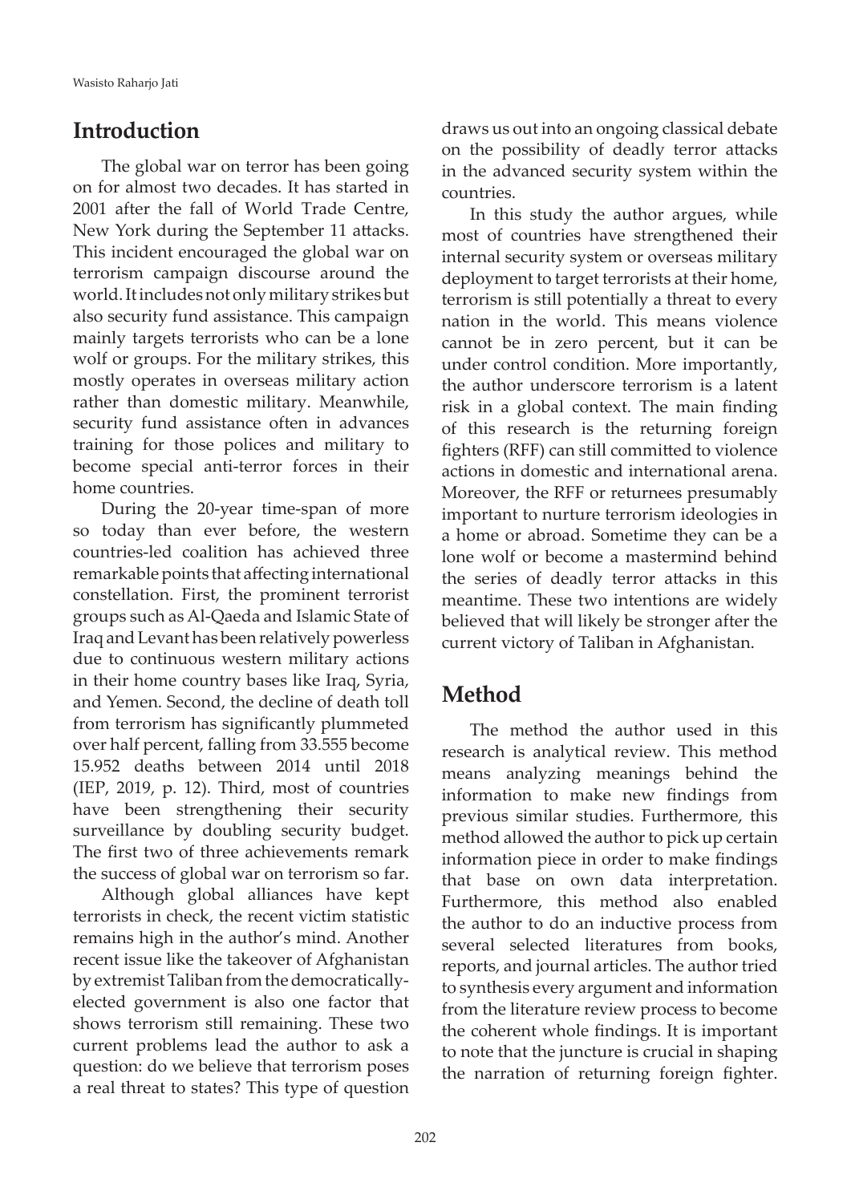## Introduction

The global war on terror has been going on for almost two decades. It has started in 2001 after the fall of World Trade Centre, New York during the September 11 attacks. This incident encouraged the global war on terrorism campaign discourse around the world. It includes not only military strikes but also security fund assistance. This campaign mainly targets terrorists who can be a lone wolf or groups. For the military strikes, this mostly operates in overseas military action rather than domestic military. Meanwhile, security fund assistance often in advances training for those polices and military to become special anti-terror forces in their home countries.

During the 20-year time-span of more so today than ever before, the western countries-led coalition has achieved three remarkable points that affecting international constellation. First, the prominent terrorist groups such as Al-Qaeda and Islamic State of Iraq and Levant has been relatively powerless due to continuous western military actions in their home country bases like Iraq, Syria, and Yemen. Second, the decline of death toll from terrorism has significantly plummeted over half percent, falling from 33.555 become 15.952 deaths between 2014 until 2018 (IEP, 2019, p. 12). Third, most of countries have been strengthening their security surveillance by doubling security budget. The first two of three achievements remark the success of global war on terrorism so far.

Although global alliances have kept terrorists in check, the recent victim statistic remains high in the author's mind. Another recent issue like the takeover of Afghanistan by extremist Taliban from the democratically-elected government is also one factor that shows terrorism still remaining. These two current problems lead the author to ask a question: do we believe that terrorism poses a real threat to states? This type of question draws us out into an ongoing classical debate on the possibility of deadly terror attacks in the advanced security system within the countries.

In this study the author argues, while most of countries have strengthened their internal security system or overseas military deployment to target terrorists at their home, terrorism is still potentially a threat to every nation in the world. This means violence cannot be in zero percent, but it can be under control condition. More importantly, the author underscore terrorism is a latent risk in a global context. The main finding of this research is the returning foreign fighters (RFF) can still committed to violence actions in domestic and international arena. Moreover, the RFF or returnees presumably important to nurture terrorism ideologies in a home or abroad. Sometime they can be a lone wolf or become a mastermind behind the series of deadly terror attacks in this meantime. These two intentions are widely believed that will likely be stronger after the current victory of Taliban in Afghanistan.

## Method

The method the author used in this research is analytical review. This method means analyzing meanings behind the information to make new findings from previous similar studies. Furthermore, this method allowed the author to pick up certain information piece in order to make findings that base on own data interpretation. Furthermore, this method also enabled the author to do an inductive process from several selected literatures from books, reports, and journal articles. The author tried to synthesis every argument and information from the literature review process to become the coherent whole findings. It is important to note that the juncture is crucial in shaping the narration of returning foreign fighter.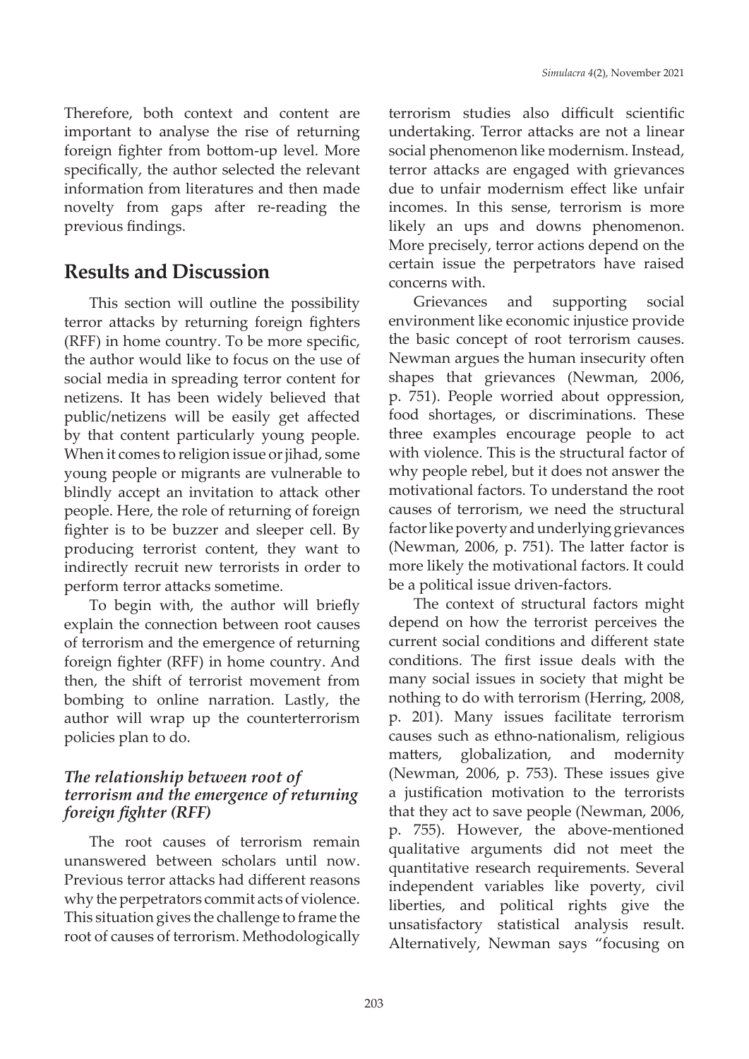Therefore, both context and content are important to analyse the rise of returning foreign fighter from bottom-up level. More specifically, the author selected the relevant information from literatures and then made novelty from gaps after re-reading the previous findings.

## Results and Discussion

This section will outline the possibility terror attacks by returning foreign fighters (RFF) in home country. To be more specific, the author would like to focus on the use of social media in spreading terror content for netizens. It has been widely believed that public/netizens will be easily get affected by that content particularly young people. When it comes to religion issue or jihad, some young people or migrants are vulnerable to blindly accept an invitation to attack other people. Here, the role of returning of foreign fighter is to be buzzer and sleeper cell. By producing terrorist content, they want to indirectly recruit new terrorists in order to perform terror attacks sometime.

To begin with, the author will briefly explain the connection between root causes of terrorism and the emergence of returning foreign fighter (RFF) in home country. And then, the shift of terrorist movement from bombing to online narration. Lastly, the author will wrap up the counterterrorism policies plan to do.

### *The relationship between root of terrorism and the emergence of returning foreign fighter (RFF)*

The root causes of terrorism remain unanswered between scholars until now. Previous terror attacks had different reasons why the perpetrators commit acts of violence. This situation gives the challenge to frame the root of causes of terrorism. Methodologically terrorism studies also difficult scientific undertaking. Terror attacks are not a linear social phenomenon like modernism. Instead, terror attacks are engaged with grievances due to unfair modernism effect like unfair incomes. In this sense, terrorism is more likely an ups and downs phenomenon. More precisely, terror actions depend on the certain issue the perpetrators have raised concerns with.

Grievances and supporting social environment like economic injustice provide the basic concept of root terrorism causes. Newman argues the human insecurity often shapes that grievances (Newman, 2006, p. 751). People worried about oppression, food shortages, or discriminations. These three examples encourage people to act with violence. This is the structural factor of why people rebel, but it does not answer the motivational factors. To understand the root causes of terrorism, we need the structural factor like poverty and underlying grievances (Newman, 2006, p. 751). The latter factor is more likely the motivational factors. It could be a political issue driven-factors.

The context of structural factors might depend on how the terrorist perceives the current social conditions and different state conditions. The first issue deals with the many social issues in society that might be nothing to do with terrorism (Herring, 2008, p. 201). Many issues facilitate terrorism causes such as ethno-nationalism, religious matters, globalization, and modernity (Newman, 2006, p. 753). These issues give a justification motivation to the terrorists that they act to save people (Newman, 2006, p. 755). However, the above-mentioned qualitative arguments did not meet the quantitative research requirements. Several independent variables like poverty, civil liberties, and political rights give the unsatisfactory statistical analysis result. Alternatively, Newman says "focusing on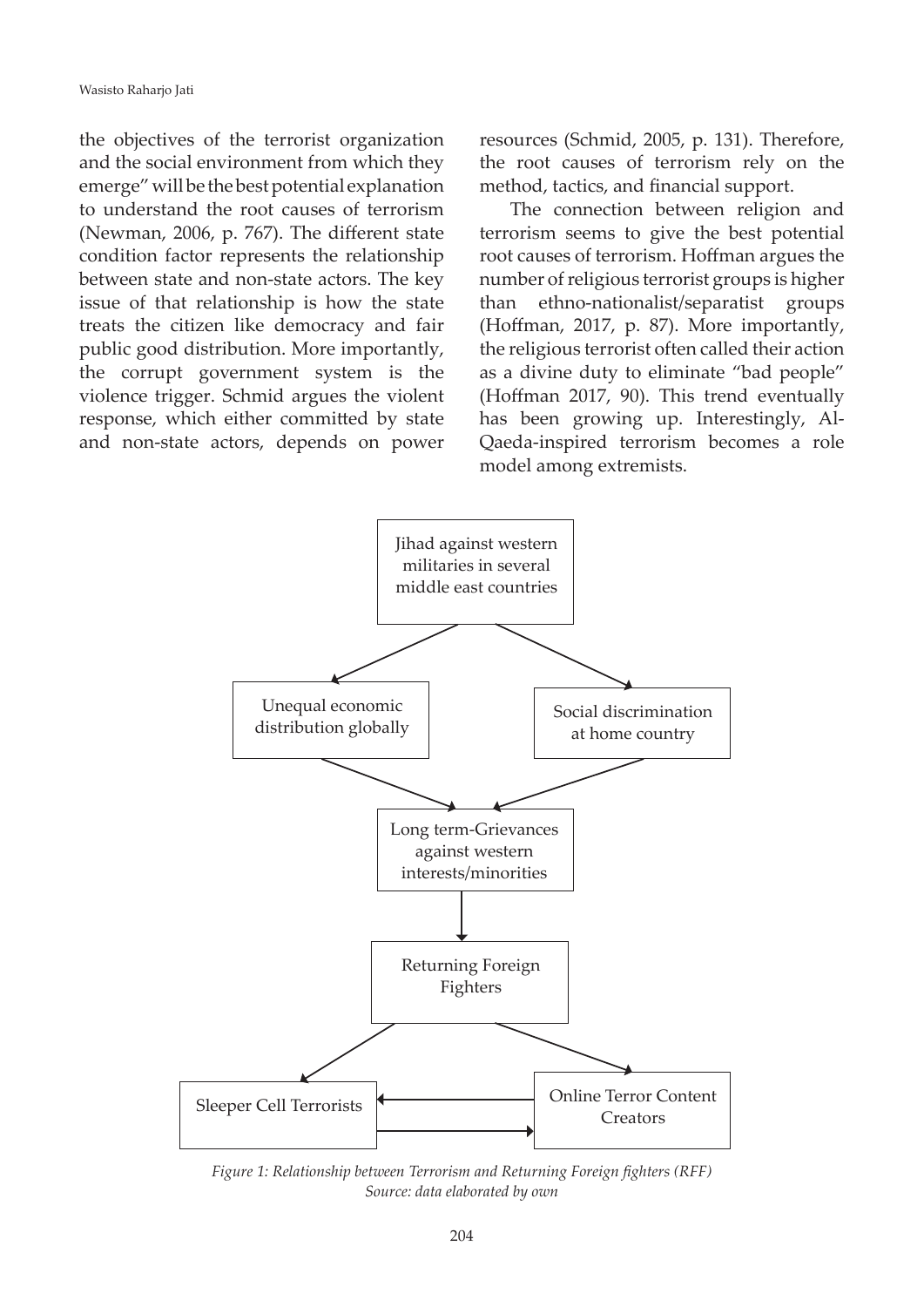the objectives of the terrorist organization and the social environment from which they emerge" will be the best potential explanation to understand the root causes of terrorism (Newman, 2006, p. 767). The different state condition factor represents the relationship between state and non-state actors. The key issue of that relationship is how the state treats the citizen like democracy and fair public good distribution. More importantly, the corrupt government system is the violence trigger. Schmid argues the violent response, which either committed by state and non-state actors, depends on power resources (Schmid, 2005, p. 131). Therefore, the root causes of terrorism rely on the method, tactics, and financial support.

The connection between religion and terrorism seems to give the best potential root causes of terrorism. Hoffman argues the number of religious terrorist groups is higher than ethno-nationalist/separatist groups (Hoffman, 2017, p. 87). More importantly, the religious terrorist often called their action as a divine duty to eliminate "bad people" (Hoffman 2017, 90). This trend eventually has been growing up. Interestingly, Al-Qaeda-inspired terrorism becomes a role model among extremists.

Jihad against western militaries in several middle east countries → Unequal economic distribution globally; Social discrimination at home country → Long term-Grievances against western interests/minorities → Returning Foreign Fighters → Sleeper Cell Terrorists ⇄ Online Terror Content Creators

*Figure 1: Relationship between Terrorism and Returning Foreign fighters (RFF)*
*Source: data elaborated by own*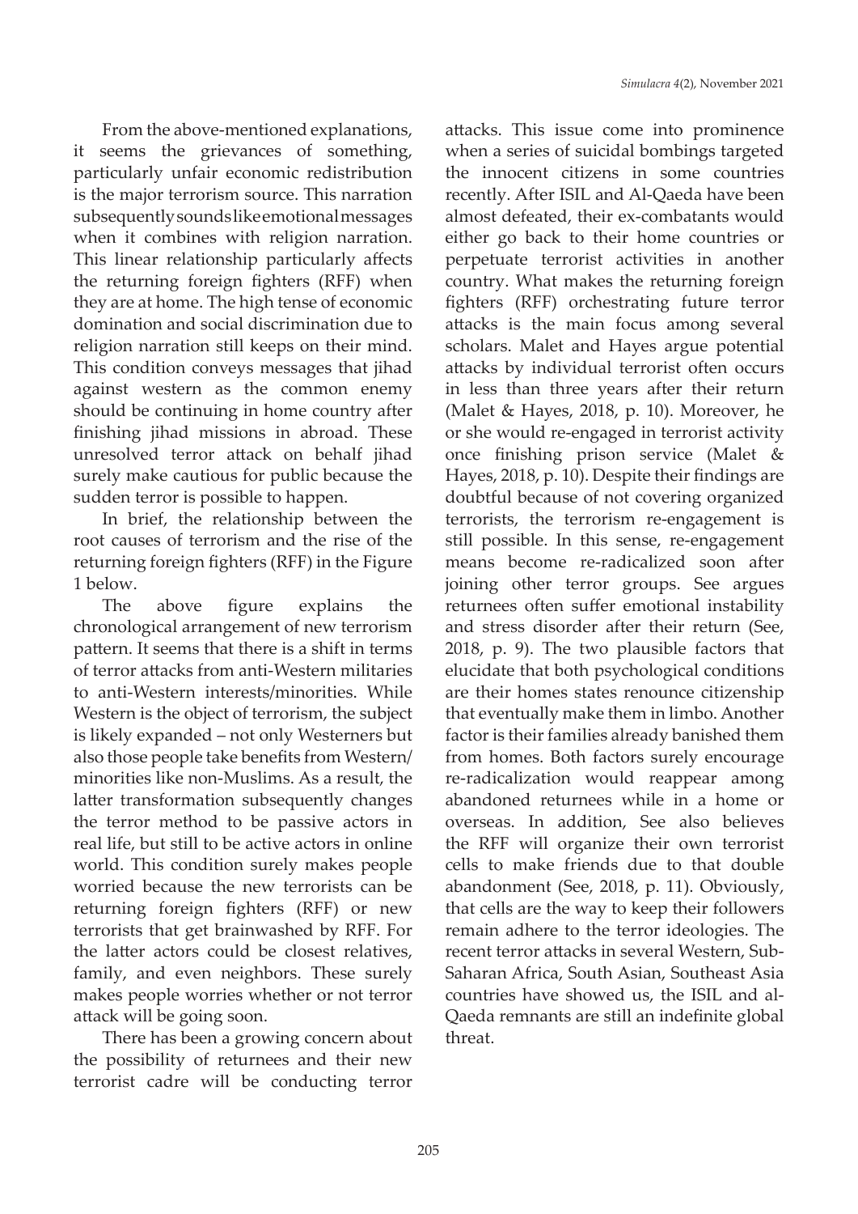From the above-mentioned explanations, it seems the grievances of something, particularly unfair economic redistribution is the major terrorism source. This narration subsequently sounds like emotional messages when it combines with religion narration. This linear relationship particularly affects the returning foreign fighters (RFF) when they are at home. The high tense of economic domination and social discrimination due to religion narration still keeps on their mind. This condition conveys messages that jihad against western as the common enemy should be continuing in home country after finishing jihad missions in abroad. These unresolved terror attack on behalf jihad surely make cautious for public because the sudden terror is possible to happen.

In brief, the relationship between the root causes of terrorism and the rise of the returning foreign fighters (RFF) in the Figure 1 below.

The above figure explains the chronological arrangement of new terrorism pattern. It seems that there is a shift in terms of terror attacks from anti-Western militaries to anti-Western interests/minorities. While Western is the object of terrorism, the subject is likely expanded – not only Westerners but also those people take benefits from Western/minorities like non-Muslims. As a result, the latter transformation subsequently changes the terror method to be passive actors in real life, but still to be active actors in online world. This condition surely makes people worried because the new terrorists can be returning foreign fighters (RFF) or new terrorists that get brainwashed by RFF. For the latter actors could be closest relatives, family, and even neighbors. These surely makes people worries whether or not terror attack will be going soon.

There has been a growing concern about the possibility of returnees and their new terrorist cadre will be conducting terror attacks. This issue come into prominence when a series of suicidal bombings targeted the innocent citizens in some countries recently. After ISIL and Al-Qaeda have been almost defeated, their ex-combatants would either go back to their home countries or perpetuate terrorist activities in another country. What makes the returning foreign fighters (RFF) orchestrating future terror attacks is the main focus among several scholars. Malet and Hayes argue potential attacks by individual terrorist often occurs in less than three years after their return (Malet & Hayes, 2018, p. 10). Moreover, he or she would re-engaged in terrorist activity once finishing prison service (Malet & Hayes, 2018, p. 10). Despite their findings are doubtful because of not covering organized terrorists, the terrorism re-engagement is still possible. In this sense, re-engagement means become re-radicalized soon after joining other terror groups. See argues returnees often suffer emotional instability and stress disorder after their return (See, 2018, p. 9). The two plausible factors that elucidate that both psychological conditions are their homes states renounce citizenship that eventually make them in limbo. Another factor is their families already banished them from homes. Both factors surely encourage re-radicalization would reappear among abandoned returnees while in a home or overseas. In addition, See also believes the RFF will organize their own terrorist cells to make friends due to that double abandonment (See, 2018, p. 11). Obviously, that cells are the way to keep their followers remain adhere to the terror ideologies. The recent terror attacks in several Western, Sub-Saharan Africa, South Asian, Southeast Asia countries have showed us, the ISIL and al-Qaeda remnants are still an indefinite global threat.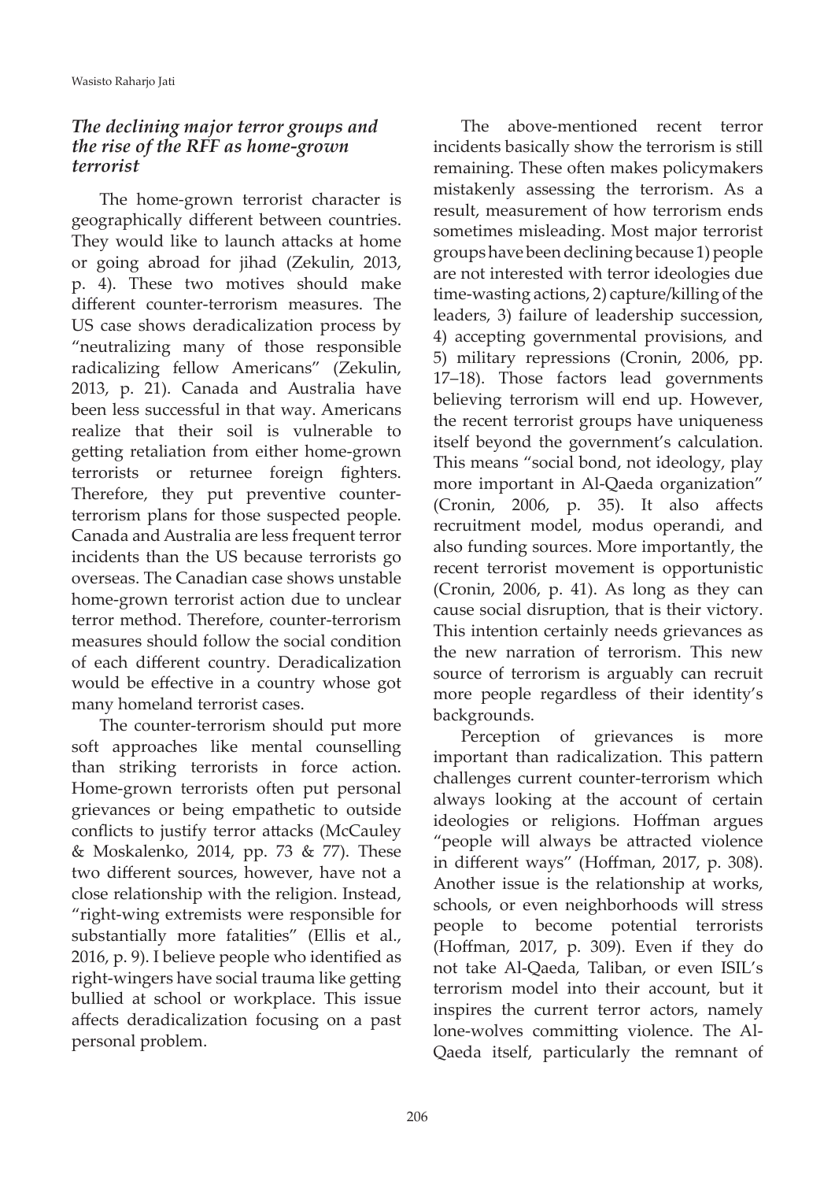### *The declining major terror groups and the rise of the RFF as home-grown terrorist*

The home-grown terrorist character is geographically different between countries. They would like to launch attacks at home or going abroad for jihad (Zekulin, 2013, p. 4). These two motives should make different counter-terrorism measures. The US case shows deradicalization process by "neutralizing many of those responsible radicalizing fellow Americans" (Zekulin, 2013, p. 21). Canada and Australia have been less successful in that way. Americans realize that their soil is vulnerable to getting retaliation from either home-grown terrorists or returnee foreign fighters. Therefore, they put preventive counter-terrorism plans for those suspected people. Canada and Australia are less frequent terror incidents than the US because terrorists go overseas. The Canadian case shows unstable home-grown terrorist action due to unclear terror method. Therefore, counter-terrorism measures should follow the social condition of each different country. Deradicalization would be effective in a country whose got many homeland terrorist cases.

The counter-terrorism should put more soft approaches like mental counselling than striking terrorists in force action. Home-grown terrorists often put personal grievances or being empathetic to outside conflicts to justify terror attacks (McCauley & Moskalenko, 2014, pp. 73 & 77). These two different sources, however, have not a close relationship with the religion. Instead, "right-wing extremists were responsible for substantially more fatalities" (Ellis et al., 2016, p. 9). I believe people who identified as right-wingers have social trauma like getting bullied at school or workplace. This issue affects deradicalization focusing on a past personal problem.

The above-mentioned recent terror incidents basically show the terrorism is still remaining. These often makes policymakers mistakenly assessing the terrorism. As a result, measurement of how terrorism ends sometimes misleading. Most major terrorist groups have been declining because 1) people are not interested with terror ideologies due time-wasting actions, 2) capture/killing of the leaders, 3) failure of leadership succession, 4) accepting governmental provisions, and 5) military repressions (Cronin, 2006, pp. 17–18). Those factors lead governments believing terrorism will end up. However, the recent terrorist groups have uniqueness itself beyond the government's calculation. This means "social bond, not ideology, play more important in Al-Qaeda organization" (Cronin, 2006, p. 35). It also affects recruitment model, modus operandi, and also funding sources. More importantly, the recent terrorist movement is opportunistic (Cronin, 2006, p. 41). As long as they can cause social disruption, that is their victory. This intention certainly needs grievances as the new narration of terrorism. This new source of terrorism is arguably can recruit more people regardless of their identity's backgrounds.

Perception of grievances is more important than radicalization. This pattern challenges current counter-terrorism which always looking at the account of certain ideologies or religions. Hoffman argues "people will always be attracted violence in different ways" (Hoffman, 2017, p. 308). Another issue is the relationship at works, schools, or even neighborhoods will stress people to become potential terrorists (Hoffman, 2017, p. 309). Even if they do not take Al-Qaeda, Taliban, or even ISIL's terrorism model into their account, but it inspires the current terror actors, namely lone-wolves committing violence. The Al-Qaeda itself, particularly the remnant of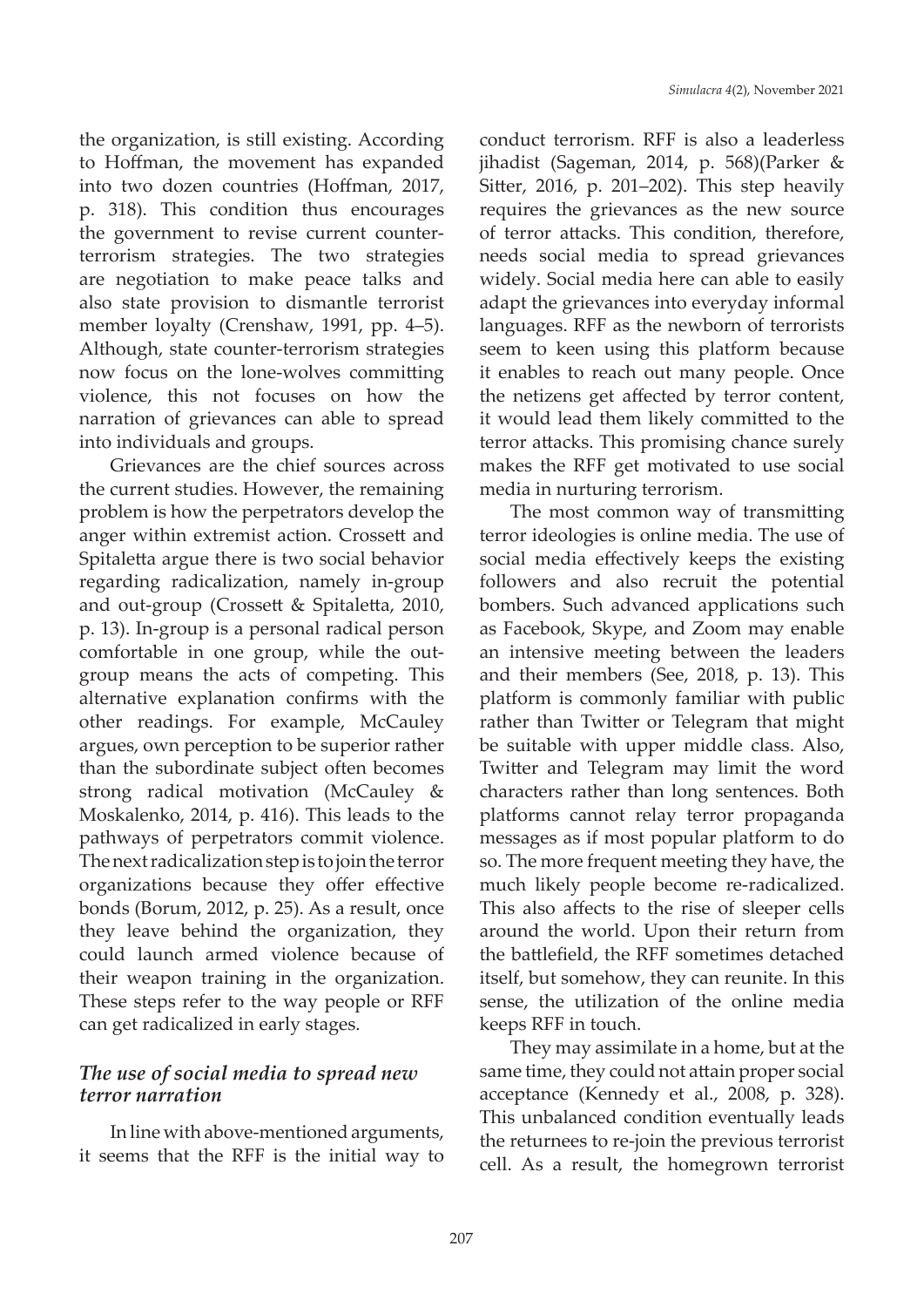the organization, is still existing. According to Hoffman, the movement has expanded into two dozen countries (Hoffman, 2017, p. 318). This condition thus encourages the government to revise current counter-terrorism strategies. The two strategies are negotiation to make peace talks and also state provision to dismantle terrorist member loyalty (Crenshaw, 1991, pp. 4–5). Although, state counter-terrorism strategies now focus on the lone-wolves committing violence, this not focuses on how the narration of grievances can able to spread into individuals and groups.

Grievances are the chief sources across the current studies. However, the remaining problem is how the perpetrators develop the anger within extremist action. Crossett and Spitaletta argue there is two social behavior regarding radicalization, namely in-group and out-group (Crossett & Spitaletta, 2010, p. 13). In-group is a personal radical person comfortable in one group, while the out-group means the acts of competing. This alternative explanation confirms with the other readings. For example, McCauley argues, own perception to be superior rather than the subordinate subject often becomes strong radical motivation (McCauley & Moskalenko, 2014, p. 416). This leads to the pathways of perpetrators commit violence. The next radicalization step is to join the terror organizations because they offer effective bonds (Borum, 2012, p. 25). As a result, once they leave behind the organization, they could launch armed violence because of their weapon training in the organization. These steps refer to the way people or RFF can get radicalized in early stages.

### *The use of social media to spread new terror narration*

In line with above-mentioned arguments, it seems that the RFF is the initial way to conduct terrorism. RFF is also a leaderless jihadist (Sageman, 2014, p. 568)(Parker & Sitter, 2016, p. 201–202). This step heavily requires the grievances as the new source of terror attacks. This condition, therefore, needs social media to spread grievances widely. Social media here can able to easily adapt the grievances into everyday informal languages. RFF as the newborn of terrorists seem to keen using this platform because it enables to reach out many people. Once the netizens get affected by terror content, it would lead them likely committed to the terror attacks. This promising chance surely makes the RFF get motivated to use social media in nurturing terrorism.

The most common way of transmitting terror ideologies is online media. The use of social media effectively keeps the existing followers and also recruit the potential bombers. Such advanced applications such as Facebook, Skype, and Zoom may enable an intensive meeting between the leaders and their members (See, 2018, p. 13). This platform is commonly familiar with public rather than Twitter or Telegram that might be suitable with upper middle class. Also, Twitter and Telegram may limit the word characters rather than long sentences. Both platforms cannot relay terror propaganda messages as if most popular platform to do so. The more frequent meeting they have, the much likely people become re-radicalized. This also affects to the rise of sleeper cells around the world. Upon their return from the battlefield, the RFF sometimes detached itself, but somehow, they can reunite. In this sense, the utilization of the online media keeps RFF in touch.

They may assimilate in a home, but at the same time, they could not attain proper social acceptance (Kennedy et al., 2008, p. 328). This unbalanced condition eventually leads the returnees to re-join the previous terrorist cell. As a result, the homegrown terrorist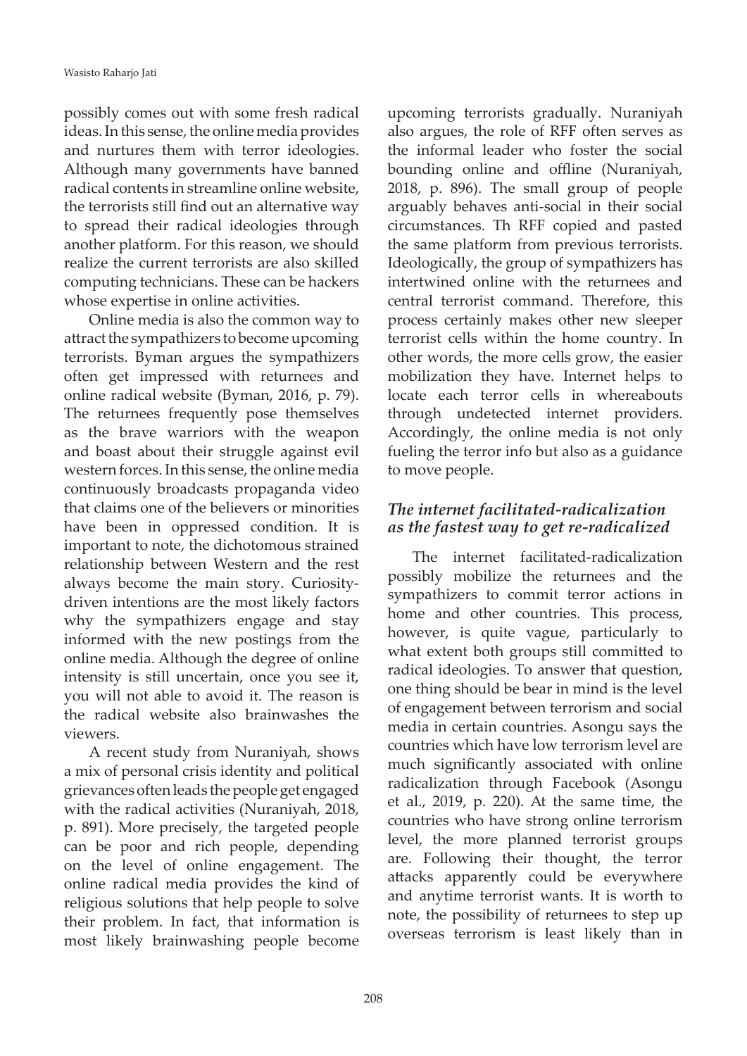possibly comes out with some fresh radical ideas. In this sense, the online media provides and nurtures them with terror ideologies. Although many governments have banned radical contents in streamline online website, the terrorists still find out an alternative way to spread their radical ideologies through another platform. For this reason, we should realize the current terrorists are also skilled computing technicians. These can be hackers whose expertise in online activities.

Online media is also the common way to attract the sympathizers to become upcoming terrorists. Byman argues the sympathizers often get impressed with returnees and online radical website (Byman, 2016, p. 79). The returnees frequently pose themselves as the brave warriors with the weapon and boast about their struggle against evil western forces. In this sense, the online media continuously broadcasts propaganda video that claims one of the believers or minorities have been in oppressed condition. It is important to note, the dichotomous strained relationship between Western and the rest always become the main story. Curiosity-driven intentions are the most likely factors why the sympathizers engage and stay informed with the new postings from the online media. Although the degree of online intensity is still uncertain, once you see it, you will not able to avoid it. The reason is the radical website also brainwashes the viewers.

A recent study from Nuraniyah, shows a mix of personal crisis identity and political grievances often leads the people get engaged with the radical activities (Nuraniyah, 2018, p. 891). More precisely, the targeted people can be poor and rich people, depending on the level of online engagement. The online radical media provides the kind of religious solutions that help people to solve their problem. In fact, that information is most likely brainwashing people become upcoming terrorists gradually. Nuraniyah also argues, the role of RFF often serves as the informal leader who foster the social bounding online and offline (Nuraniyah, 2018, p. 896). The small group of people arguably behaves anti-social in their social circumstances. Th RFF copied and pasted the same platform from previous terrorists. Ideologically, the group of sympathizers has intertwined online with the returnees and central terrorist command. Therefore, this process certainly makes other new sleeper terrorist cells within the home country. In other words, the more cells grow, the easier mobilization they have. Internet helps to locate each terror cells in whereabouts through undetected internet providers. Accordingly, the online media is not only fueling the terror info but also as a guidance to move people.

### *The internet facilitated-radicalization as the fastest way to get re-radicalized*

The internet facilitated-radicalization possibly mobilize the returnees and the sympathizers to commit terror actions in home and other countries. This process, however, is quite vague, particularly to what extent both groups still committed to radical ideologies. To answer that question, one thing should be bear in mind is the level of engagement between terrorism and social media in certain countries. Asongu says the countries which have low terrorism level are much significantly associated with online radicalization through Facebook (Asongu et al., 2019, p. 220). At the same time, the countries who have strong online terrorism level, the more planned terrorist groups are. Following their thought, the terror attacks apparently could be everywhere and anytime terrorist wants. It is worth to note, the possibility of returnees to step up overseas terrorism is least likely than in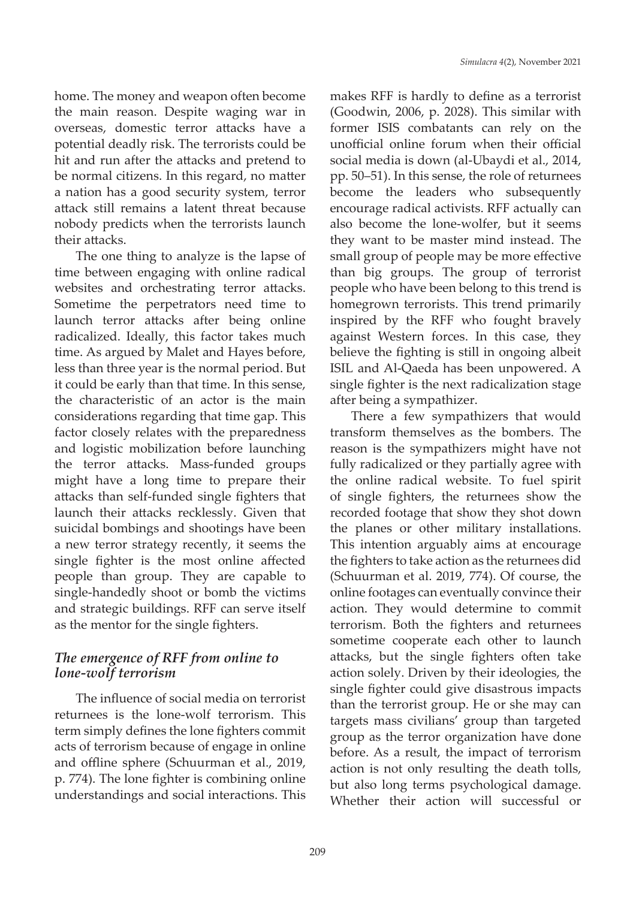home. The money and weapon often become the main reason. Despite waging war in overseas, domestic terror attacks have a potential deadly risk. The terrorists could be hit and run after the attacks and pretend to be normal citizens. In this regard, no matter a nation has a good security system, terror attack still remains a latent threat because nobody predicts when the terrorists launch their attacks.

The one thing to analyze is the lapse of time between engaging with online radical websites and orchestrating terror attacks. Sometime the perpetrators need time to launch terror attacks after being online radicalized. Ideally, this factor takes much time. As argued by Malet and Hayes before, less than three year is the normal period. But it could be early than that time. In this sense, the characteristic of an actor is the main considerations regarding that time gap. This factor closely relates with the preparedness and logistic mobilization before launching the terror attacks. Mass-funded groups might have a long time to prepare their attacks than self-funded single fighters that launch their attacks recklessly. Given that suicidal bombings and shootings have been a new terror strategy recently, it seems the single fighter is the most online affected people than group. They are capable to single-handedly shoot or bomb the victims and strategic buildings. RFF can serve itself as the mentor for the single fighters.

## *The emergence of RFF from online to lone-wolf terrorism*

The influence of social media on terrorist returnees is the lone-wolf terrorism. This term simply defines the lone fighters commit acts of terrorism because of engage in online and offline sphere (Schuurman et al., 2019, p. 774). The lone fighter is combining online understandings and social interactions. This makes RFF is hardly to define as a terrorist (Goodwin, 2006, p. 2028). This similar with former ISIS combatants can rely on the unofficial online forum when their official social media is down (al-Ubaydi et al., 2014, pp. 50–51). In this sense, the role of returnees become the leaders who subsequently encourage radical activists. RFF actually can also become the lone-wolfer, but it seems they want to be master mind instead. The small group of people may be more effective than big groups. The group of terrorist people who have been belong to this trend is homegrown terrorists. This trend primarily inspired by the RFF who fought bravely against Western forces. In this case, they believe the fighting is still in ongoing albeit ISIL and Al-Qaeda has been unpowered. A single fighter is the next radicalization stage after being a sympathizer.

There a few sympathizers that would transform themselves as the bombers. The reason is the sympathizers might have not fully radicalized or they partially agree with the online radical website. To fuel spirit of single fighters, the returnees show the recorded footage that show they shot down the planes or other military installations. This intention arguably aims at encourage the fighters to take action as the returnees did (Schuurman et al. 2019, 774). Of course, the online footages can eventually convince their action. They would determine to commit terrorism. Both the fighters and returnees sometime cooperate each other to launch attacks, but the single fighters often take action solely. Driven by their ideologies, the single fighter could give disastrous impacts than the terrorist group. He or she may can targets mass civilians' group than targeted group as the terror organization have done before. As a result, the impact of terrorism action is not only resulting the death tolls, but also long terms psychological damage. Whether their action will successful or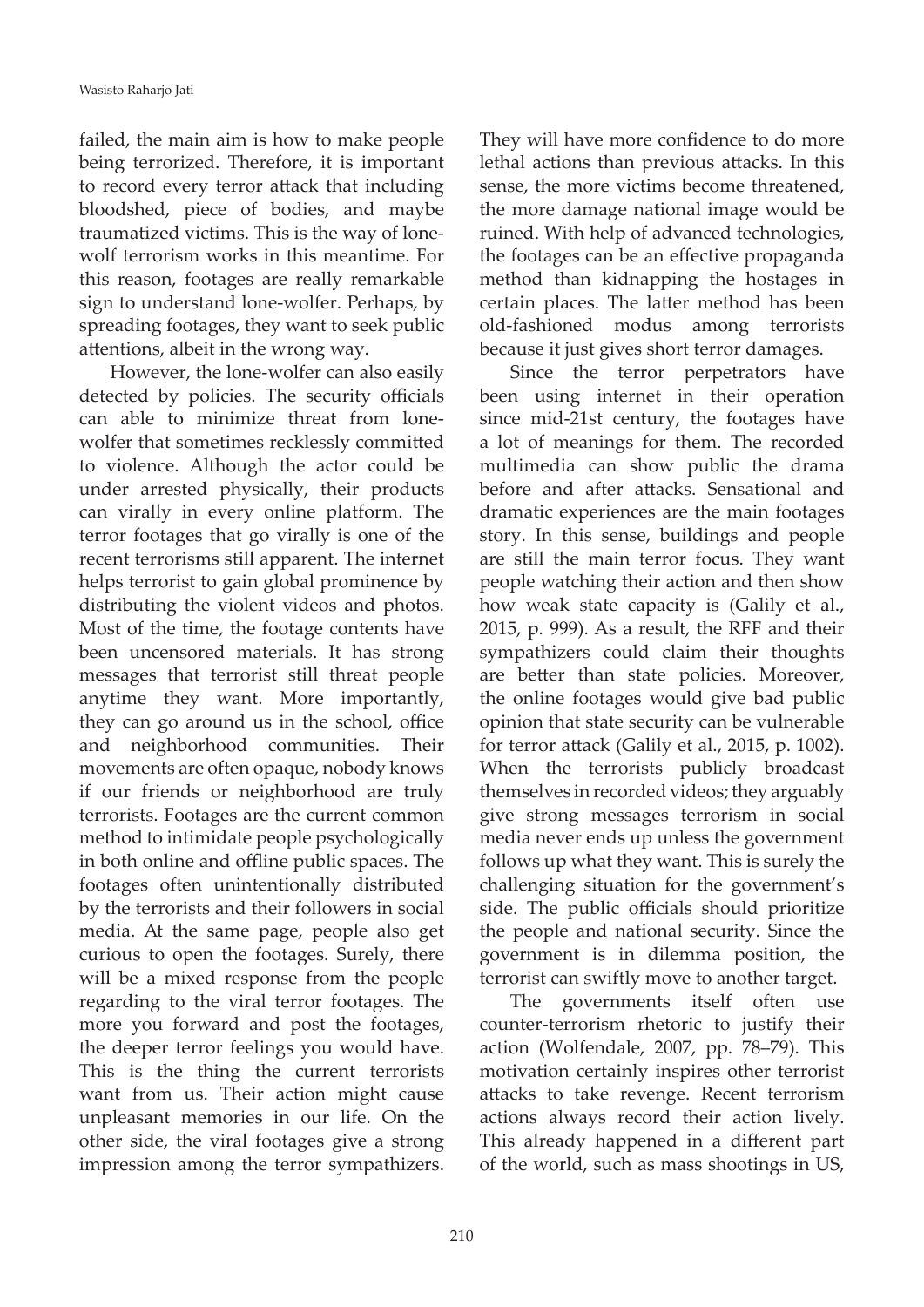failed, the main aim is how to make people being terrorized. Therefore, it is important to record every terror attack that including bloodshed, piece of bodies, and maybe traumatized victims. This is the way of lone-wolf terrorism works in this meantime. For this reason, footages are really remarkable sign to understand lone-wolfer. Perhaps, by spreading footages, they want to seek public attentions, albeit in the wrong way.

However, the lone-wolfer can also easily detected by policies. The security officials can able to minimize threat from lone-wolfer that sometimes recklessly committed to violence. Although the actor could be under arrested physically, their products can virally in every online platform. The terror footages that go virally is one of the recent terrorisms still apparent. The internet helps terrorist to gain global prominence by distributing the violent videos and photos. Most of the time, the footage contents have been uncensored materials. It has strong messages that terrorist still threat people anytime they want. More importantly, they can go around us in the school, office and neighborhood communities. Their movements are often opaque, nobody knows if our friends or neighborhood are truly terrorists. Footages are the current common method to intimidate people psychologically in both online and offline public spaces. The footages often unintentionally distributed by the terrorists and their followers in social media. At the same page, people also get curious to open the footages. Surely, there will be a mixed response from the people regarding to the viral terror footages. The more you forward and post the footages, the deeper terror feelings you would have. This is the thing the current terrorists want from us. Their action might cause unpleasant memories in our life. On the other side, the viral footages give a strong impression among the terror sympathizers. They will have more confidence to do more lethal actions than previous attacks. In this sense, the more victims become threatened, the more damage national image would be ruined. With help of advanced technologies, the footages can be an effective propaganda method than kidnapping the hostages in certain places. The latter method has been old-fashioned modus among terrorists because it just gives short terror damages.

Since the terror perpetrators have been using internet in their operation since mid-21st century, the footages have a lot of meanings for them. The recorded multimedia can show public the drama before and after attacks. Sensational and dramatic experiences are the main footages story. In this sense, buildings and people are still the main terror focus. They want people watching their action and then show how weak state capacity is (Galily et al., 2015, p. 999). As a result, the RFF and their sympathizers could claim their thoughts are better than state policies. Moreover, the online footages would give bad public opinion that state security can be vulnerable for terror attack (Galily et al., 2015, p. 1002). When the terrorists publicly broadcast themselves in recorded videos; they arguably give strong messages terrorism in social media never ends up unless the government follows up what they want. This is surely the challenging situation for the government's side. The public officials should prioritize the people and national security. Since the government is in dilemma position, the terrorist can swiftly move to another target.

The governments itself often use counter-terrorism rhetoric to justify their action (Wolfendale, 2007, pp. 78–79). This motivation certainly inspires other terrorist attacks to take revenge. Recent terrorism actions always record their action lively. This already happened in a different part of the world, such as mass shootings in US,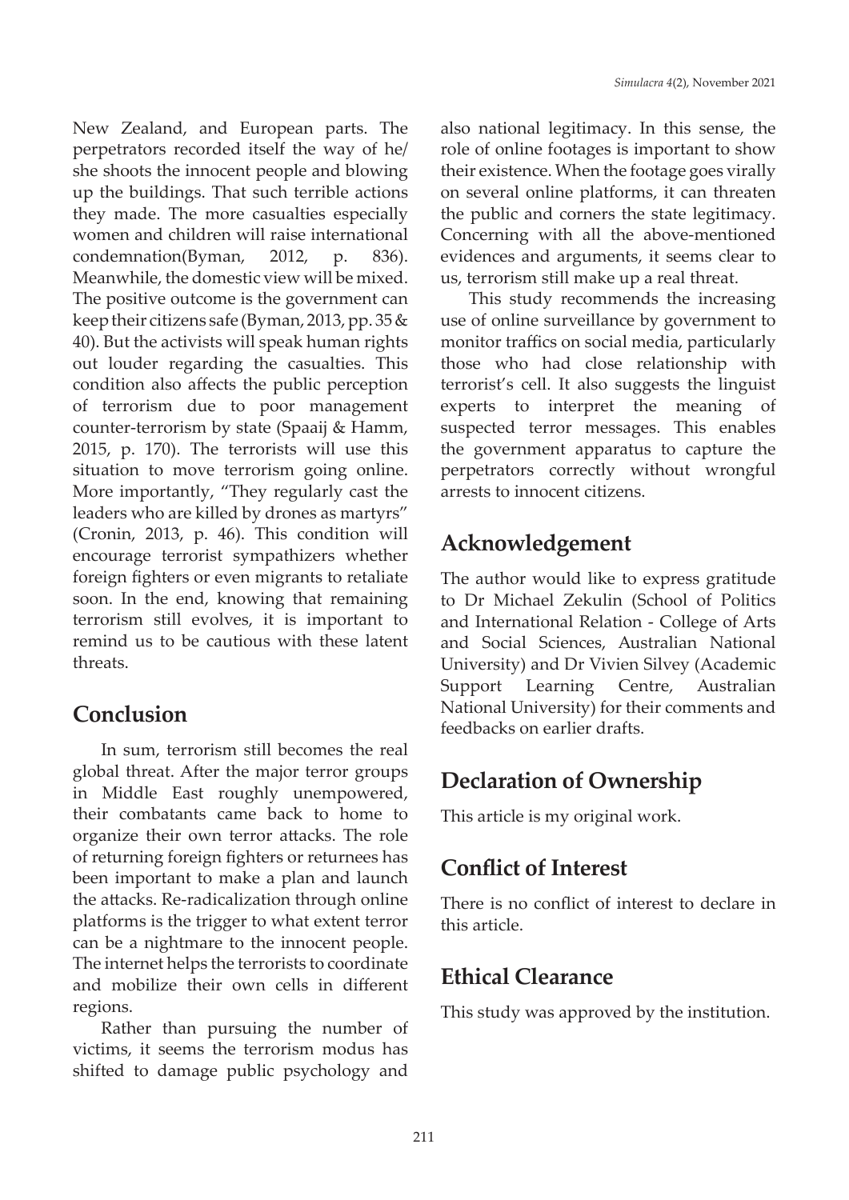New Zealand, and European parts. The perpetrators recorded itself the way of he/she shoots the innocent people and blowing up the buildings. That such terrible actions they made. The more casualties especially women and children will raise international condemnation(Byman, 2012, p. 836). Meanwhile, the domestic view will be mixed. The positive outcome is the government can keep their citizens safe (Byman, 2013, pp. 35 & 40). But the activists will speak human rights out louder regarding the casualties. This condition also affects the public perception of terrorism due to poor management counter-terrorism by state (Spaaij & Hamm, 2015, p. 170). The terrorists will use this situation to move terrorism going online. More importantly, "They regularly cast the leaders who are killed by drones as martyrs" (Cronin, 2013, p. 46). This condition will encourage terrorist sympathizers whether foreign fighters or even migrants to retaliate soon. In the end, knowing that remaining terrorism still evolves, it is important to remind us to be cautious with these latent threats.

## Conclusion

In sum, terrorism still becomes the real global threat. After the major terror groups in Middle East roughly unempowered, their combatants came back to home to organize their own terror attacks. The role of returning foreign fighters or returnees has been important to make a plan and launch the attacks. Re-radicalization through online platforms is the trigger to what extent terror can be a nightmare to the innocent people. The internet helps the terrorists to coordinate and mobilize their own cells in different regions.

Rather than pursuing the number of victims, it seems the terrorism modus has shifted to damage public psychology and also national legitimacy. In this sense, the role of online footages is important to show their existence. When the footage goes virally on several online platforms, it can threaten the public and corners the state legitimacy. Concerning with all the above-mentioned evidences and arguments, it seems clear to us, terrorism still make up a real threat.

This study recommends the increasing use of online surveillance by government to monitor traffics on social media, particularly those who had close relationship with terrorist's cell. It also suggests the linguist experts to interpret the meaning of suspected terror messages. This enables the government apparatus to capture the perpetrators correctly without wrongful arrests to innocent citizens.

## Acknowledgement

The author would like to express gratitude to Dr Michael Zekulin (School of Politics and International Relation - College of Arts and Social Sciences, Australian National University) and Dr Vivien Silvey (Academic Support Learning Centre, Australian National University) for their comments and feedbacks on earlier drafts.

## Declaration of Ownership

This article is my original work.

## Conflict of Interest

There is no conflict of interest to declare in this article.

## Ethical Clearance

This study was approved by the institution.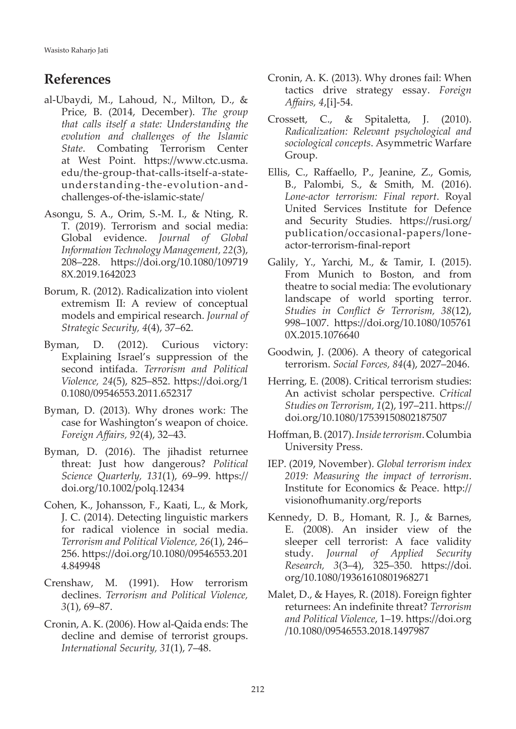## References

al-Ubaydi, M., Lahoud, N., Milton, D., & Price, B. (2014, December). *The group that calls itself a state: Understanding the evolution and challenges of the Islamic State*. Combating Terrorism Center at West Point. https://www.ctc.usma.edu/the-group-that-calls-itself-a-state-understanding-the-evolution-and-challenges-of-the-islamic-state/

Asongu, S. A., Orim, S.-M. I., & Nting, R. T. (2019). Terrorism and social media: Global evidence. *Journal of Global Information Technology Management, 22*(3), 208–228. https://doi.org/10.1080/1097198X.2019.1642023

Borum, R. (2012). Radicalization into violent extremism II: A review of conceptual models and empirical research. *Journal of Strategic Security, 4*(4), 37–62.

Byman, D. (2012). Curious victory: Explaining Israel's suppression of the second intifada. *Terrorism and Political Violence, 24*(5), 825–852. https://doi.org/10.1080/09546553.2011.652317

Byman, D. (2013). Why drones work: The case for Washington's weapon of choice. *Foreign Affairs, 92*(4), 32–43.

Byman, D. (2016). The jihadist returnee threat: Just how dangerous? *Political Science Quarterly, 131*(1), 69–99. https://doi.org/10.1002/polq.12434

Cohen, K., Johansson, F., Kaati, L., & Mork, J. C. (2014). Detecting linguistic markers for radical violence in social media. *Terrorism and Political Violence, 26*(1), 246–256. https://doi.org/10.1080/09546553.2014.849948

Crenshaw, M. (1991). How terrorism declines. *Terrorism and Political Violence, 3*(1), 69–87.

Cronin, A. K. (2006). How al-Qaida ends: The decline and demise of terrorist groups. *International Security, 31*(1), 7–48.

Cronin, A. K. (2013). Why drones fail: When tactics drive strategy essay. *Foreign Affairs, 4*,[i]-54.

Crossett, C., & Spitaletta, J. (2010). *Radicalization: Relevant psychological and sociological concepts*. Asymmetric Warfare Group.

Ellis, C., Raffaello, P., Jeanine, Z., Gomis, B., Palombi, S., & Smith, M. (2016). *Lone-actor terrorism: Final report*. Royal United Services Institute for Defence and Security Studies. https://rusi.org/publication/occasional-papers/lone-actor-terrorism-final-report

Galily, Y., Yarchi, M., & Tamir, I. (2015). From Munich to Boston, and from theatre to social media: The evolutionary landscape of world sporting terror. *Studies in Conflict & Terrorism, 38*(12), 998–1007. https://doi.org/10.1080/1057610X.2015.1076640

Goodwin, J. (2006). A theory of categorical terrorism. *Social Forces, 84*(4), 2027–2046.

Herring, E. (2008). Critical terrorism studies: An activist scholar perspective. *Critical Studies on Terrorism, 1*(2), 197–211. https://doi.org/10.1080/17539150802187507

Hoffman, B. (2017). *Inside terrorism*. Columbia University Press.

IEP. (2019, November). *Global terrorism index 2019: Measuring the impact of terrorism*. Institute for Economics & Peace. http://visionofhumanity.org/reports

Kennedy, D. B., Homant, R. J., & Barnes, E. (2008). An insider view of the sleeper cell terrorist: A face validity study. *Journal of Applied Security Research, 3*(3–4), 325–350. https://doi.org/10.1080/19361610801968271

Malet, D., & Hayes, R. (2018). Foreign fighter returnees: An indefinite threat? *Terrorism and Political Violence*, 1–19. https://doi.org/10.1080/09546553.2018.1497987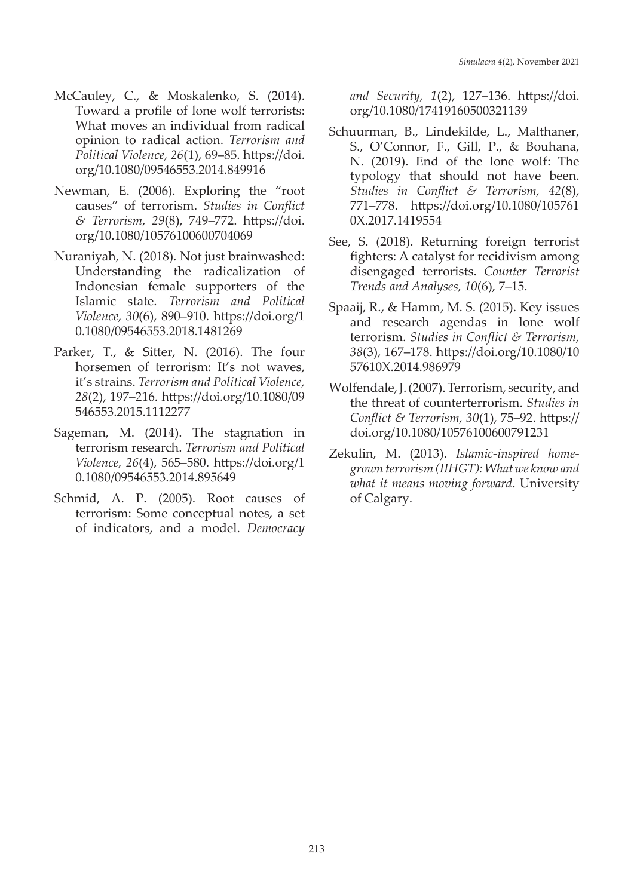McCauley, C., & Moskalenko, S. (2014). Toward a profile of lone wolf terrorists: What moves an individual from radical opinion to radical action. *Terrorism and Political Violence, 26*(1), 69–85. https://doi.org/10.1080/09546553.2014.849916

Newman, E. (2006). Exploring the "root causes" of terrorism. *Studies in Conflict & Terrorism, 29*(8), 749–772. https://doi.org/10.1080/10576100600704069

Nuraniyah, N. (2018). Not just brainwashed: Understanding the radicalization of Indonesian female supporters of the Islamic state. *Terrorism and Political Violence, 30*(6), 890–910. https://doi.org/10.1080/09546553.2018.1481269

Parker, T., & Sitter, N. (2016). The four horsemen of terrorism: It's not waves, it's strains. *Terrorism and Political Violence, 28*(2), 197–216. https://doi.org/10.1080/09546553.2015.1112277

Sageman, M. (2014). The stagnation in terrorism research. *Terrorism and Political Violence, 26*(4), 565–580. https://doi.org/10.1080/09546553.2014.895649

Schmid, A. P. (2005). Root causes of terrorism: Some conceptual notes, a set of indicators, and a model. *Democracy and Security, 1*(2), 127–136. https://doi.org/10.1080/17419160500321139

Schuurman, B., Lindekilde, L., Malthaner, S., O'Connor, F., Gill, P., & Bouhana, N. (2019). End of the lone wolf: The typology that should not have been. *Studies in Conflict & Terrorism, 42*(8), 771–778. https://doi.org/10.1080/1057610X.2017.1419554

See, S. (2018). Returning foreign terrorist fighters: A catalyst for recidivism among disengaged terrorists. *Counter Terrorist Trends and Analyses, 10*(6), 7–15.

Spaaij, R., & Hamm, M. S. (2015). Key issues and research agendas in lone wolf terrorism. *Studies in Conflict & Terrorism, 38*(3), 167–178. https://doi.org/10.1080/1057610X.2014.986979

Wolfendale, J. (2007). Terrorism, security, and the threat of counterterrorism. *Studies in Conflict & Terrorism, 30*(1), 75–92. https://doi.org/10.1080/10576100600791231

Zekulin, M. (2013). *Islamic-inspired home-grown terrorism (IIHGT): What we know and what it means moving forward*. University of Calgary.